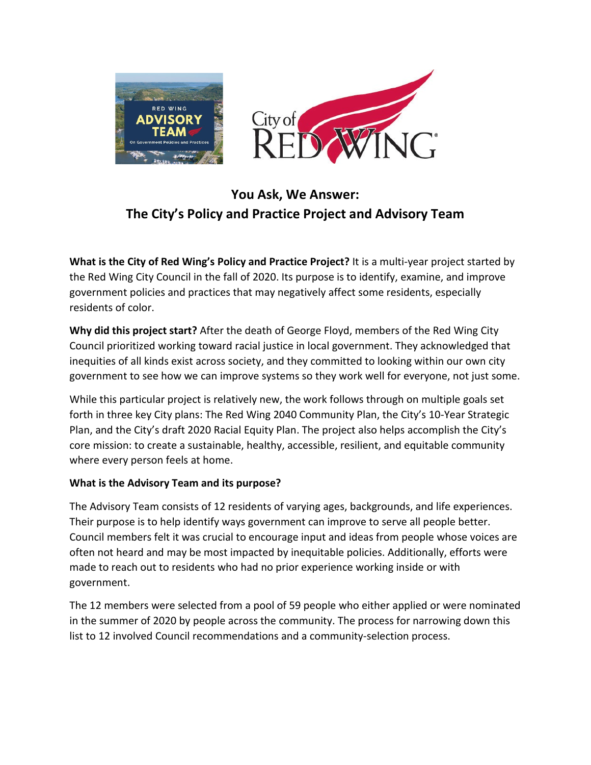# You Ask, We Answer:
# The City's Policy and Practice Project and Advisory Team

**What is the City of Red Wing's Policy and Practice Project?** It is a multi-year project started by the Red Wing City Council in the fall of 2020. Its purpose is to identify, examine, and improve government policies and practices that may negatively affect some residents, especially residents of color.

**Why did this project start?** After the death of George Floyd, members of the Red Wing City Council prioritized working toward racial justice in local government. They acknowledged that inequities of all kinds exist across society, and they committed to looking within our own city government to see how we can improve systems so they work well for everyone, not just some.

While this particular project is relatively new, the work follows through on multiple goals set forth in three key City plans: The Red Wing 2040 Community Plan, the City's 10-Year Strategic Plan, and the City's draft 2020 Racial Equity Plan. The project also helps accomplish the City's core mission: to create a sustainable, healthy, accessible, resilient, and equitable community where every person feels at home.

**What is the Advisory Team and its purpose?**

The Advisory Team consists of 12 residents of varying ages, backgrounds, and life experiences. Their purpose is to help identify ways government can improve to serve all people better. Council members felt it was crucial to encourage input and ideas from people whose voices are often not heard and may be most impacted by inequitable policies. Additionally, efforts were made to reach out to residents who had no prior experience working inside or with government.

The 12 members were selected from a pool of 59 people who either applied or were nominated in the summer of 2020 by people across the community. The process for narrowing down this list to 12 involved Council recommendations and a community-selection process.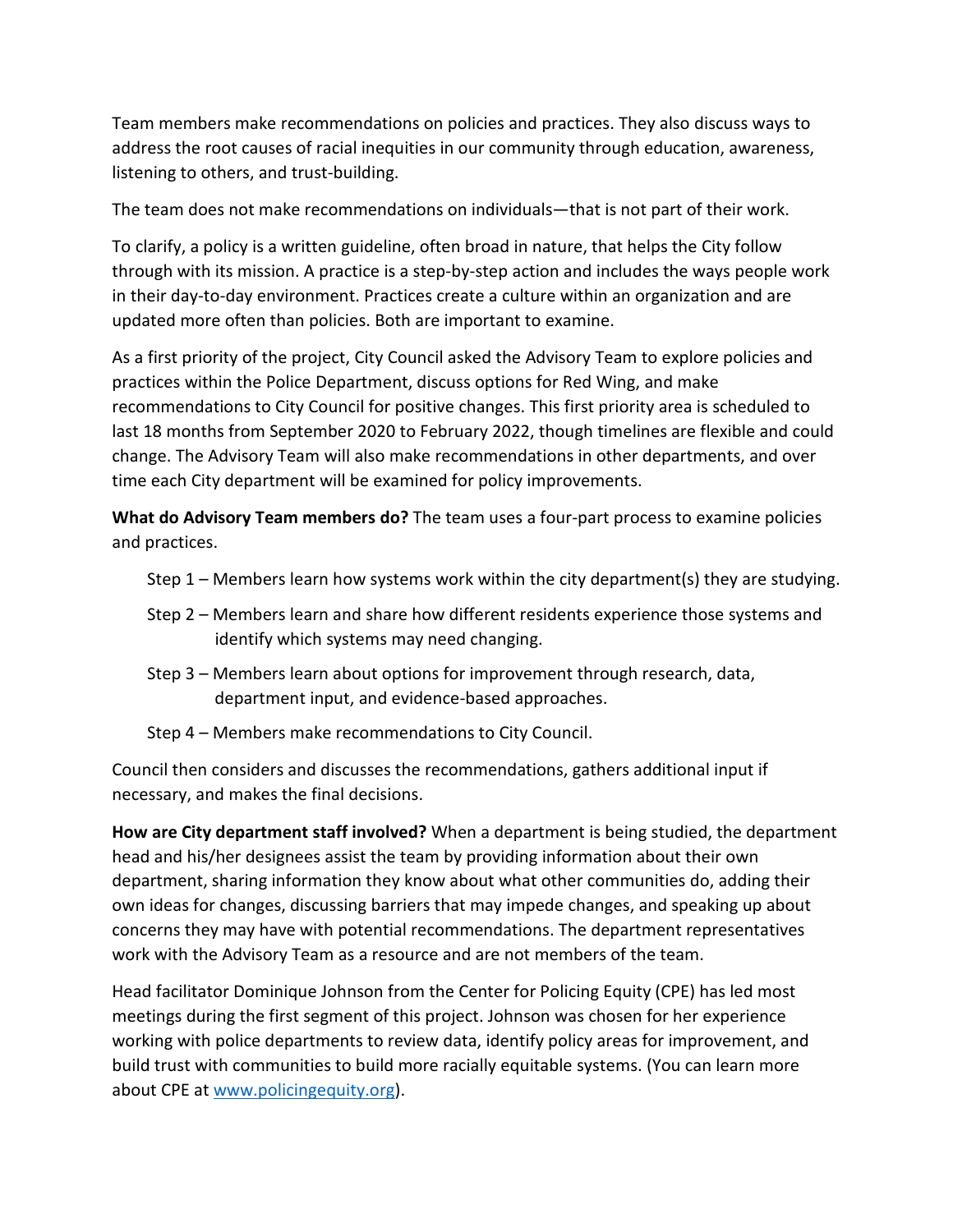Team members make recommendations on policies and practices. They also discuss ways to address the root causes of racial inequities in our community through education, awareness, listening to others, and trust-building.

The team does not make recommendations on individuals—that is not part of their work.

To clarify, a policy is a written guideline, often broad in nature, that helps the City follow through with its mission. A practice is a step-by-step action and includes the ways people work in their day-to-day environment. Practices create a culture within an organization and are updated more often than policies. Both are important to examine.

As a first priority of the project, City Council asked the Advisory Team to explore policies and practices within the Police Department, discuss options for Red Wing, and make recommendations to City Council for positive changes. This first priority area is scheduled to last 18 months from September 2020 to February 2022, though timelines are flexible and could change. The Advisory Team will also make recommendations in other departments, and over time each City department will be examined for policy improvements.

**What do Advisory Team members do?** The team uses a four-part process to examine policies and practices.

Step 1 – Members learn how systems work within the city department(s) they are studying.

Step 2 – Members learn and share how different residents experience those systems and identify which systems may need changing.

Step 3 – Members learn about options for improvement through research, data, department input, and evidence-based approaches.

Step 4 – Members make recommendations to City Council.

Council then considers and discusses the recommendations, gathers additional input if necessary, and makes the final decisions.

**How are City department staff involved?** When a department is being studied, the department head and his/her designees assist the team by providing information about their own department, sharing information they know about what other communities do, adding their own ideas for changes, discussing barriers that may impede changes, and speaking up about concerns they may have with potential recommendations. The department representatives work with the Advisory Team as a resource and are not members of the team.

Head facilitator Dominique Johnson from the Center for Policing Equity (CPE) has led most meetings during the first segment of this project. Johnson was chosen for her experience working with police departments to review data, identify policy areas for improvement, and build trust with communities to build more racially equitable systems. (You can learn more about CPE at [www.policingequity.org](http://www.policingequity.org)).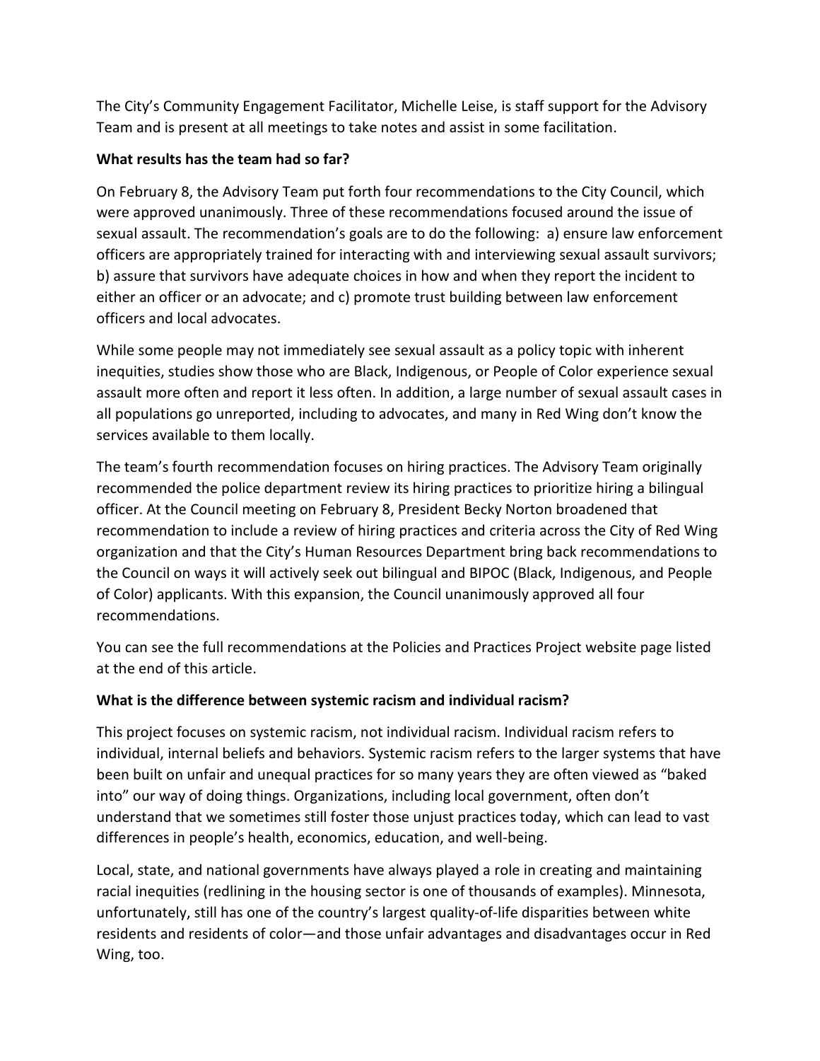The City's Community Engagement Facilitator, Michelle Leise, is staff support for the Advisory Team and is present at all meetings to take notes and assist in some facilitation.

**What results has the team had so far?**

On February 8, the Advisory Team put forth four recommendations to the City Council, which were approved unanimously. Three of these recommendations focused around the issue of sexual assault. The recommendation's goals are to do the following: a) ensure law enforcement officers are appropriately trained for interacting with and interviewing sexual assault survivors; b) assure that survivors have adequate choices in how and when they report the incident to either an officer or an advocate; and c) promote trust building between law enforcement officers and local advocates.

While some people may not immediately see sexual assault as a policy topic with inherent inequities, studies show those who are Black, Indigenous, or People of Color experience sexual assault more often and report it less often. In addition, a large number of sexual assault cases in all populations go unreported, including to advocates, and many in Red Wing don't know the services available to them locally.

The team's fourth recommendation focuses on hiring practices. The Advisory Team originally recommended the police department review its hiring practices to prioritize hiring a bilingual officer. At the Council meeting on February 8, President Becky Norton broadened that recommendation to include a review of hiring practices and criteria across the City of Red Wing organization and that the City's Human Resources Department bring back recommendations to the Council on ways it will actively seek out bilingual and BIPOC (Black, Indigenous, and People of Color) applicants. With this expansion, the Council unanimously approved all four recommendations.

You can see the full recommendations at the Policies and Practices Project website page listed at the end of this article.

**What is the difference between systemic racism and individual racism?**

This project focuses on systemic racism, not individual racism. Individual racism refers to individual, internal beliefs and behaviors. Systemic racism refers to the larger systems that have been built on unfair and unequal practices for so many years they are often viewed as "baked into" our way of doing things. Organizations, including local government, often don't understand that we sometimes still foster those unjust practices today, which can lead to vast differences in people's health, economics, education, and well-being.

Local, state, and national governments have always played a role in creating and maintaining racial inequities (redlining in the housing sector is one of thousands of examples). Minnesota, unfortunately, still has one of the country's largest quality-of-life disparities between white residents and residents of color—and those unfair advantages and disadvantages occur in Red Wing, too.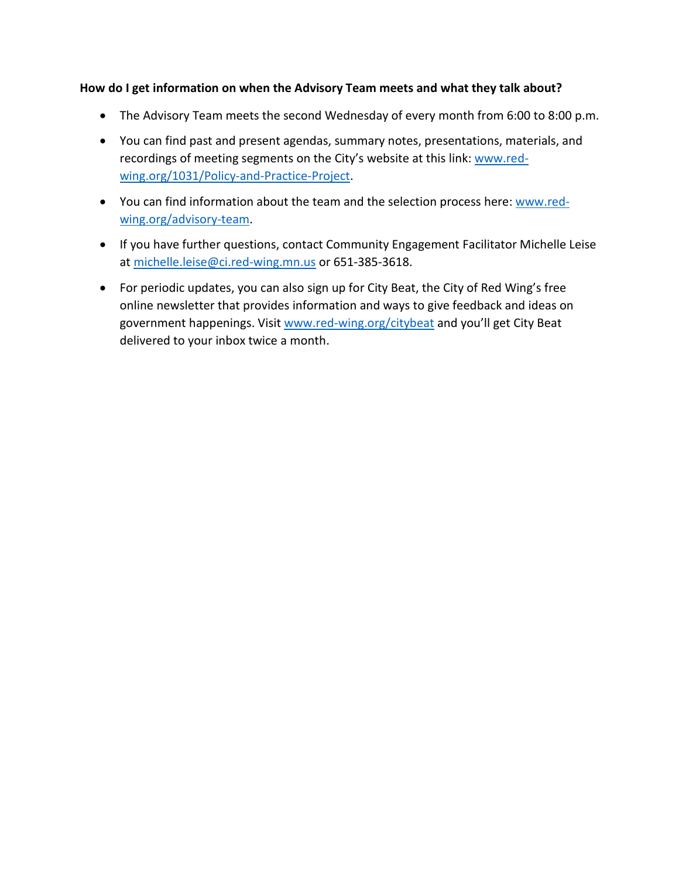**How do I get information on when the Advisory Team meets and what they talk about?**

- The Advisory Team meets the second Wednesday of every month from 6:00 to 8:00 p.m.
- You can find past and present agendas, summary notes, presentations, materials, and recordings of meeting segments on the City's website at this link: www.red-wing.org/1031/Policy-and-Practice-Project.
- You can find information about the team and the selection process here: www.red-wing.org/advisory-team.
- If you have further questions, contact Community Engagement Facilitator Michelle Leise at michelle.leise@ci.red-wing.mn.us or 651-385-3618.
- For periodic updates, you can also sign up for City Beat, the City of Red Wing's free online newsletter that provides information and ways to give feedback and ideas on government happenings. Visit www.red-wing.org/citybeat and you'll get City Beat delivered to your inbox twice a month.